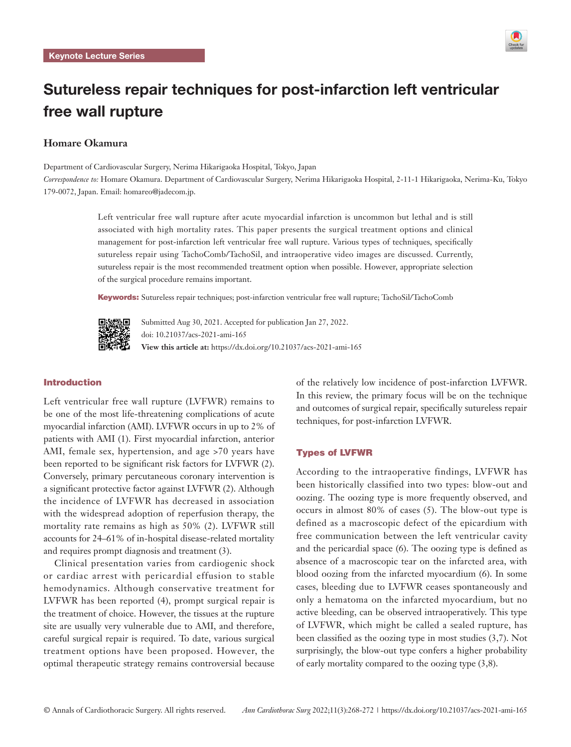Keynote Lecture Series

# Sutureless repair techniques for post-infarction left ventricular free wall rupture

**Homare Okamura**

Department of Cardiovascular Surgery, Nerima Hikarigaoka Hospital, Tokyo, Japan

*Correspondence to:* Homare Okamura. Department of Cardiovascular Surgery, Nerima Hikarigaoka Hospital, 2-11-1 Hikarigaoka, Nerima-Ku, Tokyo 179-0072, Japan. Email: homareo@jadecom.jp.

Left ventricular free wall rupture after acute myocardial infarction is uncommon but lethal and is still associated with high mortality rates. This paper presents the surgical treatment options and clinical management for post-infarction left ventricular free wall rupture. Various types of techniques, specifically sutureless repair using TachoComb/TachoSil, and intraoperative video images are discussed. Currently, sutureless repair is the most recommended treatment option when possible. However, appropriate selection of the surgical procedure remains important.

**Keywords:** Sutureless repair techniques; post-infarction ventricular free wall rupture; TachoSil/TachoComb

Submitted Aug 30, 2021. Accepted for publication Jan 27, 2022.
doi: 10.21037/acs-2021-ami-165
**View this article at:** https://dx.doi.org/10.21037/acs-2021-ami-165

## Introduction

Left ventricular free wall rupture (LVFWR) remains to be one of the most life-threatening complications of acute myocardial infarction (AMI). LVFWR occurs in up to 2% of patients with AMI (1). First myocardial infarction, anterior AMI, female sex, hypertension, and age >70 years have been reported to be significant risk factors for LVFWR (2). Conversely, primary percutaneous coronary intervention is a significant protective factor against LVFWR (2). Although the incidence of LVFWR has decreased in association with the widespread adoption of reperfusion therapy, the mortality rate remains as high as 50% (2). LVFWR still accounts for 24–61% of in-hospital disease-related mortality and requires prompt diagnosis and treatment (3).

Clinical presentation varies from cardiogenic shock or cardiac arrest with pericardial effusion to stable hemodynamics. Although conservative treatment for LVFWR has been reported (4), prompt surgical repair is the treatment of choice. However, the tissues at the rupture site are usually very vulnerable due to AMI, and therefore, careful surgical repair is required. To date, various surgical treatment options have been proposed. However, the optimal therapeutic strategy remains controversial because of the relatively low incidence of post-infarction LVFWR. In this review, the primary focus will be on the technique and outcomes of surgical repair, specifically sutureless repair techniques, for post-infarction LVFWR.

## Types of LVFWR

According to the intraoperative findings, LVFWR has been historically classified into two types: blow-out and oozing. The oozing type is more frequently observed, and occurs in almost 80% of cases (5). The blow-out type is defined as a macroscopic defect of the epicardium with free communication between the left ventricular cavity and the pericardial space (6). The oozing type is defined as absence of a macroscopic tear on the infarcted area, with blood oozing from the infarcted myocardium (6). In some cases, bleeding due to LVFWR ceases spontaneously and only a hematoma on the infarcted myocardium, but no active bleeding, can be observed intraoperatively. This type of LVFWR, which might be called a sealed rupture, has been classified as the oozing type in most studies (3,7). Not surprisingly, the blow-out type confers a higher probability of early mortality compared to the oozing type (3,8).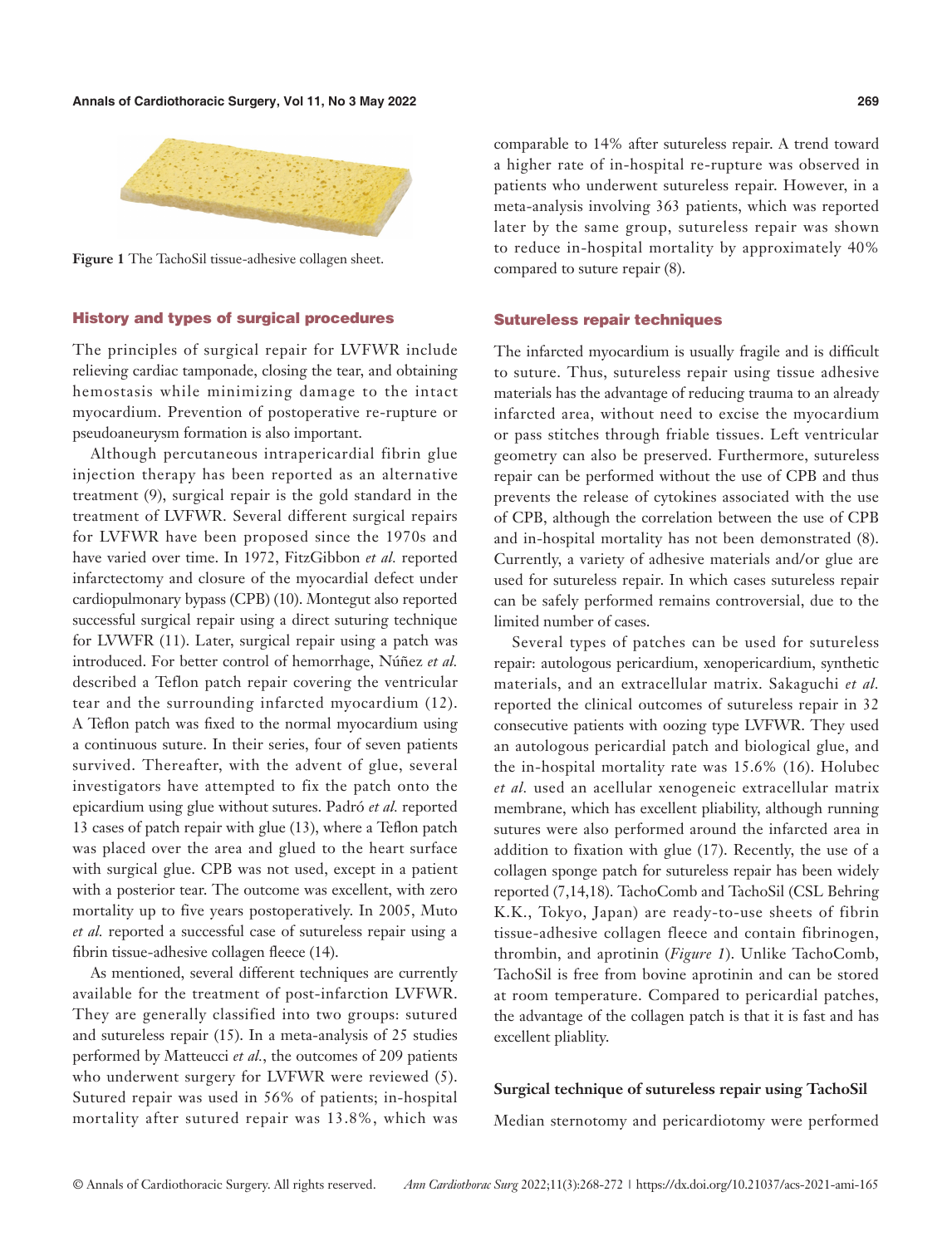Figure 1 The TachoSil tissue-adhesive collagen sheet.

## History and types of surgical procedures

The principles of surgical repair for LVFWR include relieving cardiac tamponade, closing the tear, and obtaining hemostasis while minimizing damage to the intact myocardium. Prevention of postoperative re-rupture or pseudoaneurysm formation is also important.

Although percutaneous intrapericardial fibrin glue injection therapy has been reported as an alternative treatment (9), surgical repair is the gold standard in the treatment of LVFWR. Several different surgical repairs for LVFWR have been proposed since the 1970s and have varied over time. In 1972, FitzGibbon *et al.* reported infarctectomy and closure of the myocardial defect under cardiopulmonary bypass (CPB) (10). Montegut also reported successful surgical repair using a direct suturing technique for LVWFR (11). Later, surgical repair using a patch was introduced. For better control of hemorrhage, Núñez *et al.* described a Teflon patch repair covering the ventricular tear and the surrounding infarcted myocardium (12). A Teflon patch was fixed to the normal myocardium using a continuous suture. In their series, four of seven patients survived. Thereafter, with the advent of glue, several investigators have attempted to fix the patch onto the epicardium using glue without sutures. Padró *et al.* reported 13 cases of patch repair with glue (13), where a Teflon patch was placed over the area and glued to the heart surface with surgical glue. CPB was not used, except in a patient with a posterior tear. The outcome was excellent, with zero mortality up to five years postoperatively. In 2005, Muto *et al.* reported a successful case of sutureless repair using a fibrin tissue-adhesive collagen fleece (14).

As mentioned, several different techniques are currently available for the treatment of post-infarction LVFWR. They are generally classified into two groups: sutured and sutureless repair (15). In a meta-analysis of 25 studies performed by Matteucci *et al.*, the outcomes of 209 patients who underwent surgery for LVFWR were reviewed (5). Sutured repair was used in 56% of patients; in-hospital mortality after sutured repair was 13.8%, which was comparable to 14% after sutureless repair. A trend toward a higher rate of in-hospital re-rupture was observed in patients who underwent sutureless repair. However, in a meta-analysis involving 363 patients, which was reported later by the same group, sutureless repair was shown to reduce in-hospital mortality by approximately 40% compared to suture repair (8).

## Sutureless repair techniques

The infarcted myocardium is usually fragile and is difficult to suture. Thus, sutureless repair using tissue adhesive materials has the advantage of reducing trauma to an already infarcted area, without need to excise the myocardium or pass stitches through friable tissues. Left ventricular geometry can also be preserved. Furthermore, sutureless repair can be performed without the use of CPB and thus prevents the release of cytokines associated with the use of CPB, although the correlation between the use of CPB and in-hospital mortality has not been demonstrated (8). Currently, a variety of adhesive materials and/or glue are used for sutureless repair. In which cases sutureless repair can be safely performed remains controversial, due to the limited number of cases.

Several types of patches can be used for sutureless repair: autologous pericardium, xenopericardium, synthetic materials, and an extracellular matrix. Sakaguchi *et al.* reported the clinical outcomes of sutureless repair in 32 consecutive patients with oozing type LVFWR. They used an autologous pericardial patch and biological glue, and the in-hospital mortality rate was 15.6% (16). Holubec *et al.* used an acellular xenogeneic extracellular matrix membrane, which has excellent pliability, although running sutures were also performed around the infarcted area in addition to fixation with glue (17). Recently, the use of a collagen sponge patch for sutureless repair has been widely reported (7,14,18). TachoComb and TachoSil (CSL Behring K.K., Tokyo, Japan) are ready-to-use sheets of fibrin tissue-adhesive collagen fleece and contain fibrinogen, thrombin, and aprotinin (*Figure 1*). Unlike TachoComb, TachoSil is free from bovine aprotinin and can be stored at room temperature. Compared to pericardial patches, the advantage of the collagen patch is that it is fast and has excellent pliablity.

### Surgical technique of sutureless repair using TachoSil

Median sternotomy and pericardiotomy were performed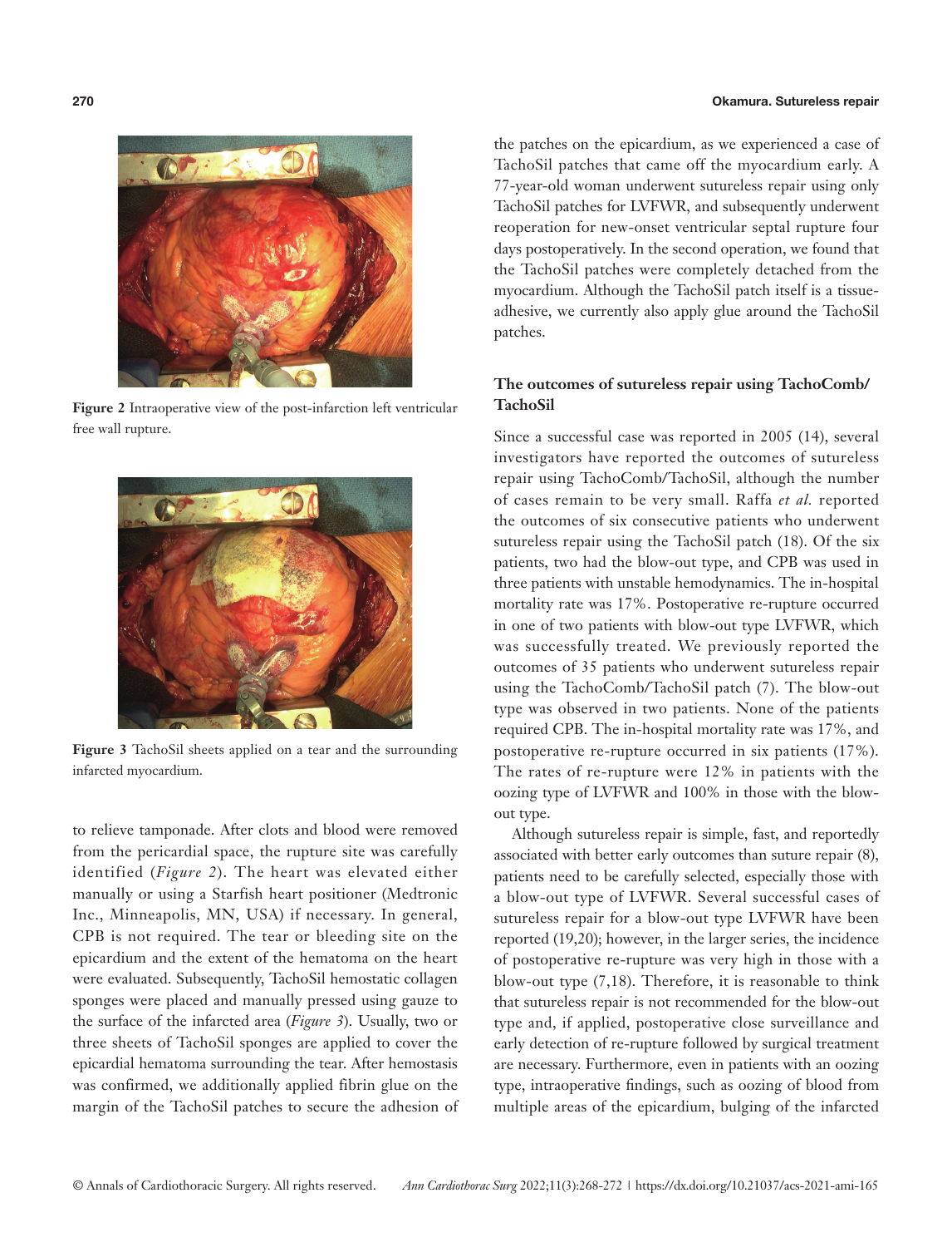Figure 2 Intraoperative view of the post-infarction left ventricular free wall rupture.

Figure 3 TachoSil sheets applied on a tear and the surrounding infarcted myocardium.

to relieve tamponade. After clots and blood were removed from the pericardial space, the rupture site was carefully identified (*Figure 2*). The heart was elevated either manually or using a Starfish heart positioner (Medtronic Inc., Minneapolis, MN, USA) if necessary. In general, CPB is not required. The tear or bleeding site on the epicardium and the extent of the hematoma on the heart were evaluated. Subsequently, TachoSil hemostatic collagen sponges were placed and manually pressed using gauze to the surface of the infarcted area (*Figure 3*). Usually, two or three sheets of TachoSil sponges are applied to cover the epicardial hematoma surrounding the tear. After hemostasis was confirmed, we additionally applied fibrin glue on the margin of the TachoSil patches to secure the adhesion of the patches on the epicardium, as we experienced a case of TachoSil patches that came off the myocardium early. A 77-year-old woman underwent sutureless repair using only TachoSil patches for LVFWR, and subsequently underwent reoperation for new-onset ventricular septal rupture four days postoperatively. In the second operation, we found that the TachoSil patches were completely detached from the myocardium. Although the TachoSil patch itself is a tissue-adhesive, we currently also apply glue around the TachoSil patches.

## The outcomes of sutureless repair using TachoComb/TachoSil

Since a successful case was reported in 2005 (14), several investigators have reported the outcomes of sutureless repair using TachoComb/TachoSil, although the number of cases remain to be very small. Raffa *et al.* reported the outcomes of six consecutive patients who underwent sutureless repair using the TachoSil patch (18). Of the six patients, two had the blow-out type, and CPB was used in three patients with unstable hemodynamics. The in-hospital mortality rate was 17%. Postoperative re-rupture occurred in one of two patients with blow-out type LVFWR, which was successfully treated. We previously reported the outcomes of 35 patients who underwent sutureless repair using the TachoComb/TachoSil patch (7). The blow-out type was observed in two patients. None of the patients required CPB. The in-hospital mortality rate was 17%, and postoperative re-rupture occurred in six patients (17%). The rates of re-rupture were 12% in patients with the oozing type of LVFWR and 100% in those with the blow-out type.

Although sutureless repair is simple, fast, and reportedly associated with better early outcomes than suture repair (8), patients need to be carefully selected, especially those with a blow-out type of LVFWR. Several successful cases of sutureless repair for a blow-out type LVFWR have been reported (19,20); however, in the larger series, the incidence of postoperative re-rupture was very high in those with a blow-out type (7,18). Therefore, it is reasonable to think that sutureless repair is not recommended for the blow-out type and, if applied, postoperative close surveillance and early detection of re-rupture followed by surgical treatment are necessary. Furthermore, even in patients with an oozing type, intraoperative findings, such as oozing of blood from multiple areas of the epicardium, bulging of the infarcted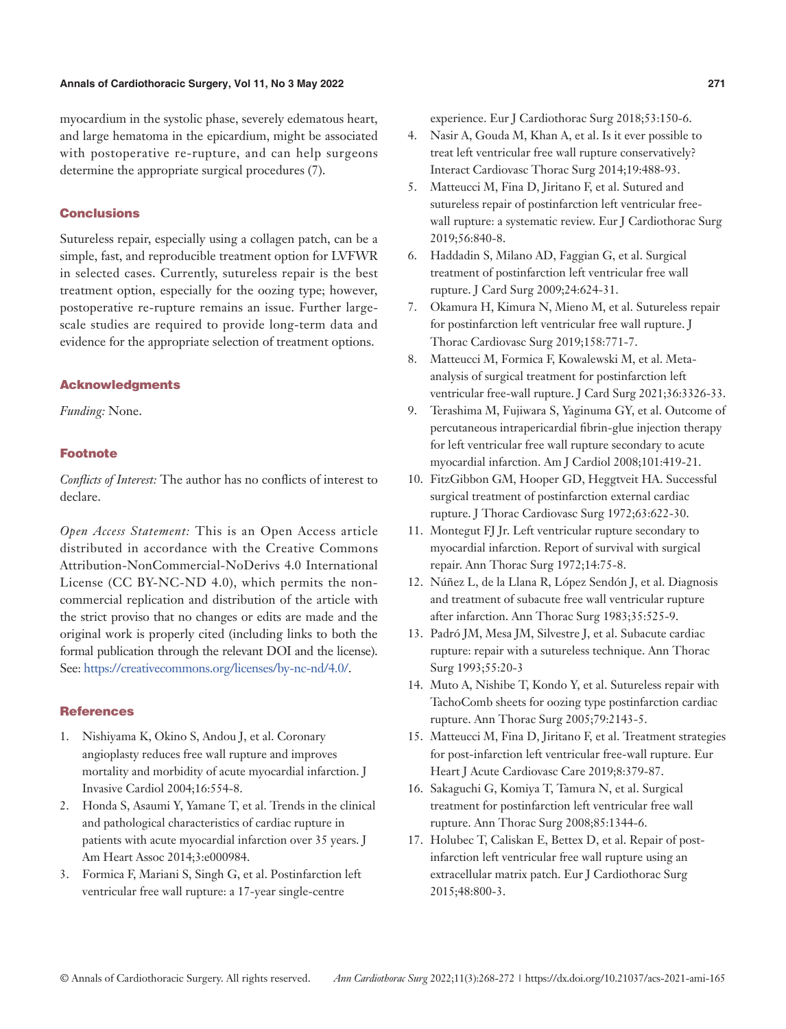myocardium in the systolic phase, severely edematous heart, and large hematoma in the epicardium, might be associated with postoperative re-rupture, and can help surgeons determine the appropriate surgical procedures (7).

## Conclusions

Sutureless repair, especially using a collagen patch, can be a simple, fast, and reproducible treatment option for LVFWR in selected cases. Currently, sutureless repair is the best treatment option, especially for the oozing type; however, postoperative re-rupture remains an issue. Further large-scale studies are required to provide long-term data and evidence for the appropriate selection of treatment options.

## Acknowledgments

*Funding:* None.

## Footnote

*Conflicts of Interest:* The author has no conflicts of interest to declare.

*Open Access Statement:* This is an Open Access article distributed in accordance with the Creative Commons Attribution-NonCommercial-NoDerivs 4.0 International License (CC BY-NC-ND 4.0), which permits the non-commercial replication and distribution of the article with the strict proviso that no changes or edits are made and the original work is properly cited (including links to both the formal publication through the relevant DOI and the license). See: https://creativecommons.org/licenses/by-nc-nd/4.0/.

## References

1. Nishiyama K, Okino S, Andou J, et al. Coronary angioplasty reduces free wall rupture and improves mortality and morbidity of acute myocardial infarction. J Invasive Cardiol 2004;16:554-8.
2. Honda S, Asaumi Y, Yamane T, et al. Trends in the clinical and pathological characteristics of cardiac rupture in patients with acute myocardial infarction over 35 years. J Am Heart Assoc 2014;3:e000984.
3. Formica F, Mariani S, Singh G, et al. Postinfarction left ventricular free wall rupture: a 17-year single-centre experience. Eur J Cardiothorac Surg 2018;53:150-6.
4. Nasir A, Gouda M, Khan A, et al. Is it ever possible to treat left ventricular free wall rupture conservatively? Interact Cardiovasc Thorac Surg 2014;19:488-93.
5. Matteucci M, Fina D, Jiritano F, et al. Sutured and sutureless repair of postinfarction left ventricular free-wall rupture: a systematic review. Eur J Cardiothorac Surg 2019;56:840-8.
6. Haddadin S, Milano AD, Faggian G, et al. Surgical treatment of postinfarction left ventricular free wall rupture. J Card Surg 2009;24:624-31.
7. Okamura H, Kimura N, Mieno M, et al. Sutureless repair for postinfarction left ventricular free wall rupture. J Thorac Cardiovasc Surg 2019;158:771-7.
8. Matteucci M, Formica F, Kowalewski M, et al. Meta-analysis of surgical treatment for postinfarction left ventricular free-wall rupture. J Card Surg 2021;36:3326-33.
9. Terashima M, Fujiwara S, Yaginuma GY, et al. Outcome of percutaneous intrapericardial fibrin-glue injection therapy for left ventricular free wall rupture secondary to acute myocardial infarction. Am J Cardiol 2008;101:419-21.
10. FitzGibbon GM, Hooper GD, Heggtveit HA. Successful surgical treatment of postinfarction external cardiac rupture. J Thorac Cardiovasc Surg 1972;63:622-30.
11. Montegut FJ Jr. Left ventricular rupture secondary to myocardial infarction. Report of survival with surgical repair. Ann Thorac Surg 1972;14:75-8.
12. Núñez L, de la Llana R, López Sendón J, et al. Diagnosis and treatment of subacute free wall ventricular rupture after infarction. Ann Thorac Surg 1983;35:525-9.
13. Padró JM, Mesa JM, Silvestre J, et al. Subacute cardiac rupture: repair with a sutureless technique. Ann Thorac Surg 1993;55:20-3
14. Muto A, Nishibe T, Kondo Y, et al. Sutureless repair with TachoComb sheets for oozing type postinfarction cardiac rupture. Ann Thorac Surg 2005;79:2143-5.
15. Matteucci M, Fina D, Jiritano F, et al. Treatment strategies for post-infarction left ventricular free-wall rupture. Eur Heart J Acute Cardiovasc Care 2019;8:379-87.
16. Sakaguchi G, Komiya T, Tamura N, et al. Surgical treatment for postinfarction left ventricular free wall rupture. Ann Thorac Surg 2008;85:1344-6.
17. Holubec T, Caliskan E, Bettex D, et al. Repair of post-infarction left ventricular free wall rupture using an extracellular matrix patch. Eur J Cardiothorac Surg 2015;48:800-3.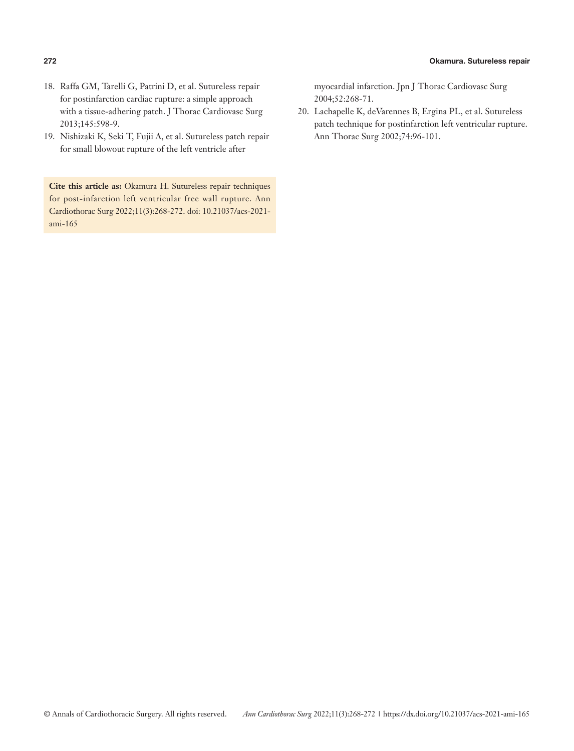18. Raffa GM, Tarelli G, Patrini D, et al. Sutureless repair for postinfarction cardiac rupture: a simple approach with a tissue-adhering patch. J Thorac Cardiovasc Surg 2013;145:598-9.
19. Nishizaki K, Seki T, Fujii A, et al. Sutureless patch repair for small blowout rupture of the left ventricle after myocardial infarction. Jpn J Thorac Cardiovasc Surg 2004;52:268-71.
20. Lachapelle K, deVarennes B, Ergina PL, et al. Sutureless patch technique for postinfarction left ventricular rupture. Ann Thorac Surg 2002;74:96-101.

**Cite this article as:** Okamura H. Sutureless repair techniques for post-infarction left ventricular free wall rupture. Ann Cardiothorac Surg 2022;11(3):268-272. doi: 10.21037/acs-2021-ami-165